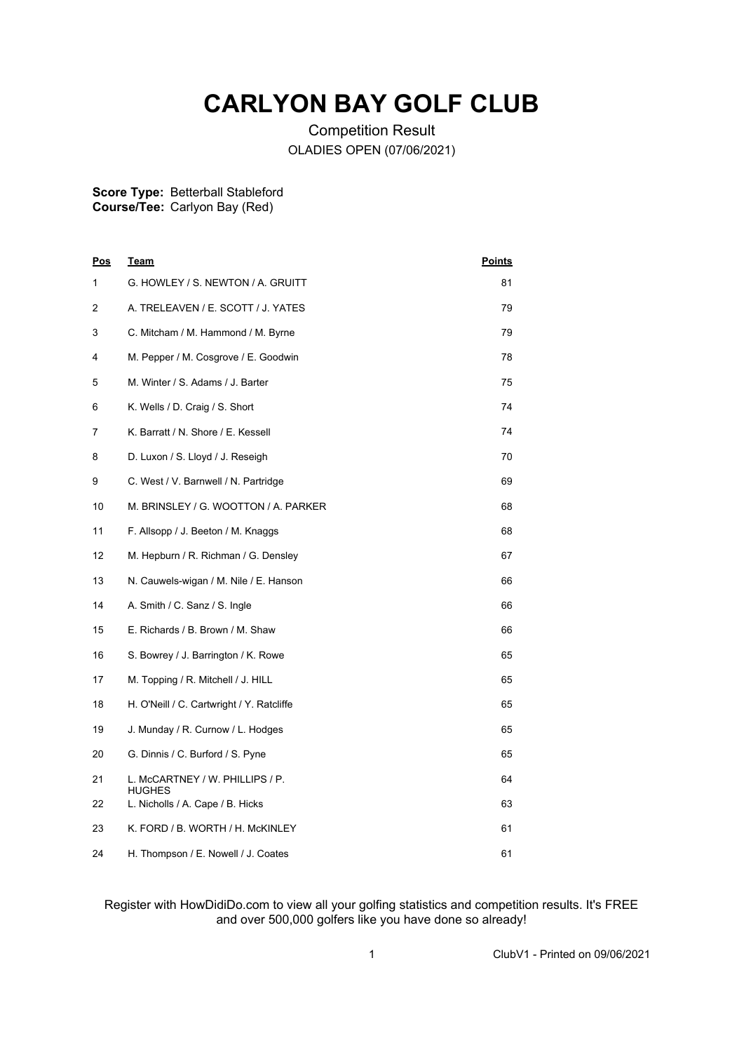# CARLYON BAY GOLF CLUB

Competition Result

OLADIES OPEN (07/06/2021)

**Score Type:** Betterball Stableford
**Course/Tee:** Carlyon Bay (Red)

| Pos | Team | Points |
|---|---|---|
| 1 | G. HOWLEY / S. NEWTON / A. GRUITT | 81 |
| 2 | A. TRELEAVEN / E. SCOTT / J. YATES | 79 |
| 3 | C. Mitcham / M. Hammond / M. Byrne | 79 |
| 4 | M. Pepper / M. Cosgrove / E. Goodwin | 78 |
| 5 | M. Winter / S. Adams / J. Barter | 75 |
| 6 | K. Wells / D. Craig / S. Short | 74 |
| 7 | K. Barratt / N. Shore / E. Kessell | 74 |
| 8 | D. Luxon / S. Lloyd / J. Reseigh | 70 |
| 9 | C. West / V. Barnwell / N. Partridge | 69 |
| 10 | M. BRINSLEY / G. WOOTTON / A. PARKER | 68 |
| 11 | F. Allsopp / J. Beeton / M. Knaggs | 68 |
| 12 | M. Hepburn / R. Richman / G. Densley | 67 |
| 13 | N. Cauwels-wigan / M. Nile / E. Hanson | 66 |
| 14 | A. Smith / C. Sanz / S. Ingle | 66 |
| 15 | E. Richards / B. Brown / M. Shaw | 66 |
| 16 | S. Bowrey / J. Barrington / K. Rowe | 65 |
| 17 | M. Topping / R. Mitchell / J. HILL | 65 |
| 18 | H. O'Neill / C. Cartwright / Y. Ratcliffe | 65 |
| 19 | J. Munday / R. Curnow / L. Hodges | 65 |
| 20 | G. Dinnis / C. Burford / S. Pyne | 65 |
| 21 | L. McCARTNEY / W. PHILLIPS / P. HUGHES | 64 |
| 22 | L. Nicholls / A. Cape / B. Hicks | 63 |
| 23 | K. FORD / B. WORTH / H. McKINLEY | 61 |
| 24 | H. Thompson / E. Nowell / J. Coates | 61 |

Register with HowDidiDo.com to view all your golfing statistics and competition results. It's FREE and over 500,000 golfers like you have done so already!

ClubV1 - Printed on 09/06/2021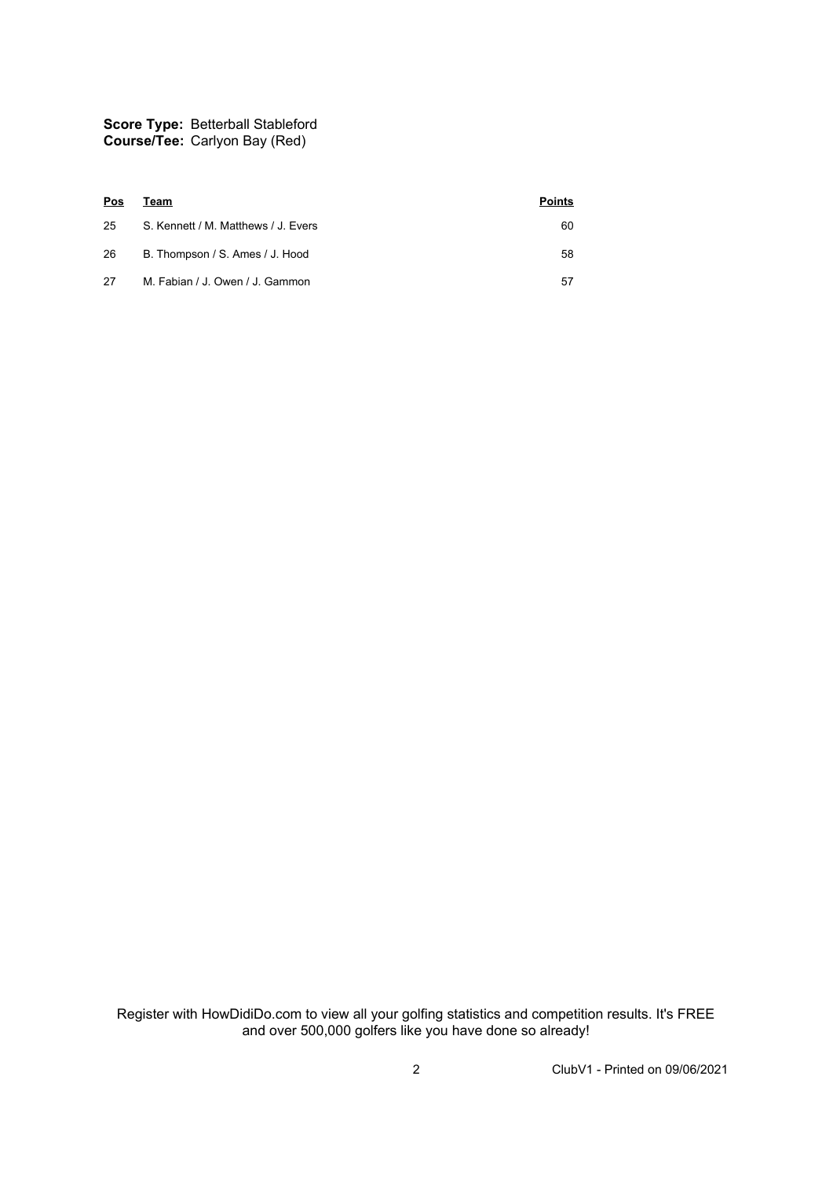**Score Type:** Betterball Stableford
**Course/Tee:** Carlyon Bay (Red)

| Pos | Team | Points |
|---|---|---|
| 25 | S. Kennett / M. Matthews / J. Evers | 60 |
| 26 | B. Thompson / S. Ames / J. Hood | 58 |
| 27 | M. Fabian / J. Owen / J. Gammon | 57 |

Register with HowDidiDo.com to view all your golfing statistics and competition results. It's FREE and over 500,000 golfers like you have done so already!

ClubV1 - Printed on 09/06/2021